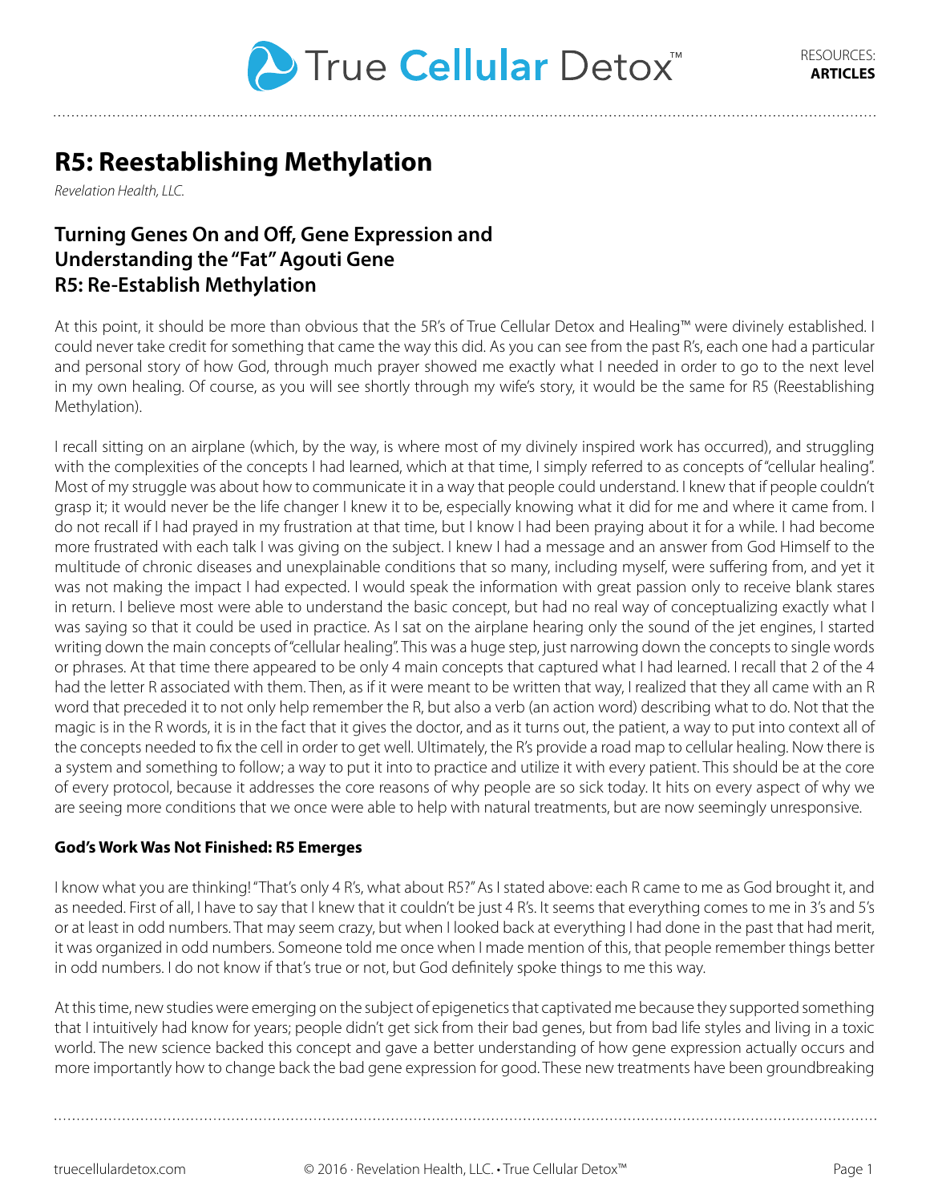# R5: Reestablishing Methylation

*Revelation Health, LLC.*

## Turning Genes On and Off, Gene Expression and Understanding the "Fat" Agouti Gene R5: Re-Establish Methylation

At this point, it should be more than obvious that the 5R's of True Cellular Detox and Healing™ were divinely established. I could never take credit for something that came the way this did. As you can see from the past R's, each one had a particular and personal story of how God, through much prayer showed me exactly what I needed in order to go to the next level in my own healing. Of course, as you will see shortly through my wife's story, it would be the same for R5 (Reestablishing Methylation).

I recall sitting on an airplane (which, by the way, is where most of my divinely inspired work has occurred), and struggling with the complexities of the concepts I had learned, which at that time, I simply referred to as concepts of "cellular healing". Most of my struggle was about how to communicate it in a way that people could understand. I knew that if people couldn't grasp it; it would never be the life changer I knew it to be, especially knowing what it did for me and where it came from. I do not recall if I had prayed in my frustration at that time, but I know I had been praying about it for a while. I had become more frustrated with each talk I was giving on the subject. I knew I had a message and an answer from God Himself to the multitude of chronic diseases and unexplainable conditions that so many, including myself, were suffering from, and yet it was not making the impact I had expected. I would speak the information with great passion only to receive blank stares in return. I believe most were able to understand the basic concept, but had no real way of conceptualizing exactly what I was saying so that it could be used in practice. As I sat on the airplane hearing only the sound of the jet engines, I started writing down the main concepts of "cellular healing". This was a huge step, just narrowing down the concepts to single words or phrases. At that time there appeared to be only 4 main concepts that captured what I had learned. I recall that 2 of the 4 had the letter R associated with them. Then, as if it were meant to be written that way, I realized that they all came with an R word that preceded it to not only help remember the R, but also a verb (an action word) describing what to do. Not that the magic is in the R words, it is in the fact that it gives the doctor, and as it turns out, the patient, a way to put into context all of the concepts needed to fix the cell in order to get well. Ultimately, the R's provide a road map to cellular healing. Now there is a system and something to follow; a way to put it into to practice and utilize it with every patient. This should be at the core of every protocol, because it addresses the core reasons of why people are so sick today. It hits on every aspect of why we are seeing more conditions that we once were able to help with natural treatments, but are now seemingly unresponsive.

#### God's Work Was Not Finished: R5 Emerges

I know what you are thinking! "That's only 4 R's, what about R5?" As I stated above: each R came to me as God brought it, and as needed. First of all, I have to say that I knew that it couldn't be just 4 R's. It seems that everything comes to me in 3's and 5's or at least in odd numbers. That may seem crazy, but when I looked back at everything I had done in the past that had merit, it was organized in odd numbers. Someone told me once when I made mention of this, that people remember things better in odd numbers. I do not know if that's true or not, but God definitely spoke things to me this way.

At this time, new studies were emerging on the subject of epigenetics that captivated me because they supported something that I intuitively had know for years; people didn't get sick from their bad genes, but from bad life styles and living in a toxic world. The new science backed this concept and gave a better understanding of how gene expression actually occurs and more importantly how to change back the bad gene expression for good. These new treatments have been groundbreaking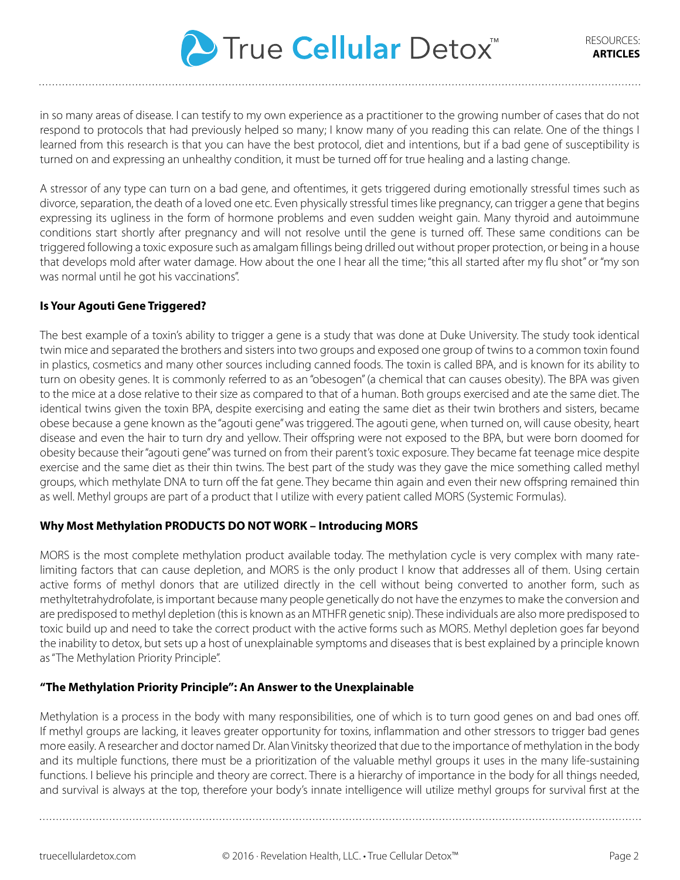in so many areas of disease. I can testify to my own experience as a practitioner to the growing number of cases that do not respond to protocols that had previously helped so many; I know many of you reading this can relate. One of the things I learned from this research is that you can have the best protocol, diet and intentions, but if a bad gene of susceptibility is turned on and expressing an unhealthy condition, it must be turned off for true healing and a lasting change.

A stressor of any type can turn on a bad gene, and oftentimes, it gets triggered during emotionally stressful times such as divorce, separation, the death of a loved one etc. Even physically stressful times like pregnancy, can trigger a gene that begins expressing its ugliness in the form of hormone problems and even sudden weight gain. Many thyroid and autoimmune conditions start shortly after pregnancy and will not resolve until the gene is turned off. These same conditions can be triggered following a toxic exposure such as amalgam fillings being drilled out without proper protection, or being in a house that develops mold after water damage. How about the one I hear all the time; "this all started after my flu shot" or "my son was normal until he got his vaccinations".

**Is Your Agouti Gene Triggered?**

The best example of a toxin's ability to trigger a gene is a study that was done at Duke University. The study took identical twin mice and separated the brothers and sisters into two groups and exposed one group of twins to a common toxin found in plastics, cosmetics and many other sources including canned foods. The toxin is called BPA, and is known for its ability to turn on obesity genes. It is commonly referred to as an "obesogen" (a chemical that can causes obesity). The BPA was given to the mice at a dose relative to their size as compared to that of a human. Both groups exercised and ate the same diet. The identical twins given the toxin BPA, despite exercising and eating the same diet as their twin brothers and sisters, became obese because a gene known as the "agouti gene" was triggered. The agouti gene, when turned on, will cause obesity, heart disease and even the hair to turn dry and yellow. Their offspring were not exposed to the BPA, but were born doomed for obesity because their "agouti gene" was turned on from their parent's toxic exposure. They became fat teenage mice despite exercise and the same diet as their thin twins. The best part of the study was they gave the mice something called methyl groups, which methylate DNA to turn off the fat gene. They became thin again and even their new offspring remained thin as well. Methyl groups are part of a product that I utilize with every patient called MORS (Systemic Formulas).

**Why Most Methylation PRODUCTS DO NOT WORK – Introducing MORS**

MORS is the most complete methylation product available today. The methylation cycle is very complex with many rate-limiting factors that can cause depletion, and MORS is the only product I know that addresses all of them. Using certain active forms of methyl donors that are utilized directly in the cell without being converted to another form, such as methyltetrahydrofolate, is important because many people genetically do not have the enzymes to make the conversion and are predisposed to methyl depletion (this is known as an MTHFR genetic snip). These individuals are also more predisposed to toxic build up and need to take the correct product with the active forms such as MORS. Methyl depletion goes far beyond the inability to detox, but sets up a host of unexplainable symptoms and diseases that is best explained by a principle known as "The Methylation Priority Principle".

**"The Methylation Priority Principle": An Answer to the Unexplainable**

Methylation is a process in the body with many responsibilities, one of which is to turn good genes on and bad ones off. If methyl groups are lacking, it leaves greater opportunity for toxins, inflammation and other stressors to trigger bad genes more easily. A researcher and doctor named Dr. Alan Vinitsky theorized that due to the importance of methylation in the body and its multiple functions, there must be a prioritization of the valuable methyl groups it uses in the many life-sustaining functions. I believe his principle and theory are correct. There is a hierarchy of importance in the body for all things needed, and survival is always at the top, therefore your body's innate intelligence will utilize methyl groups for survival first at the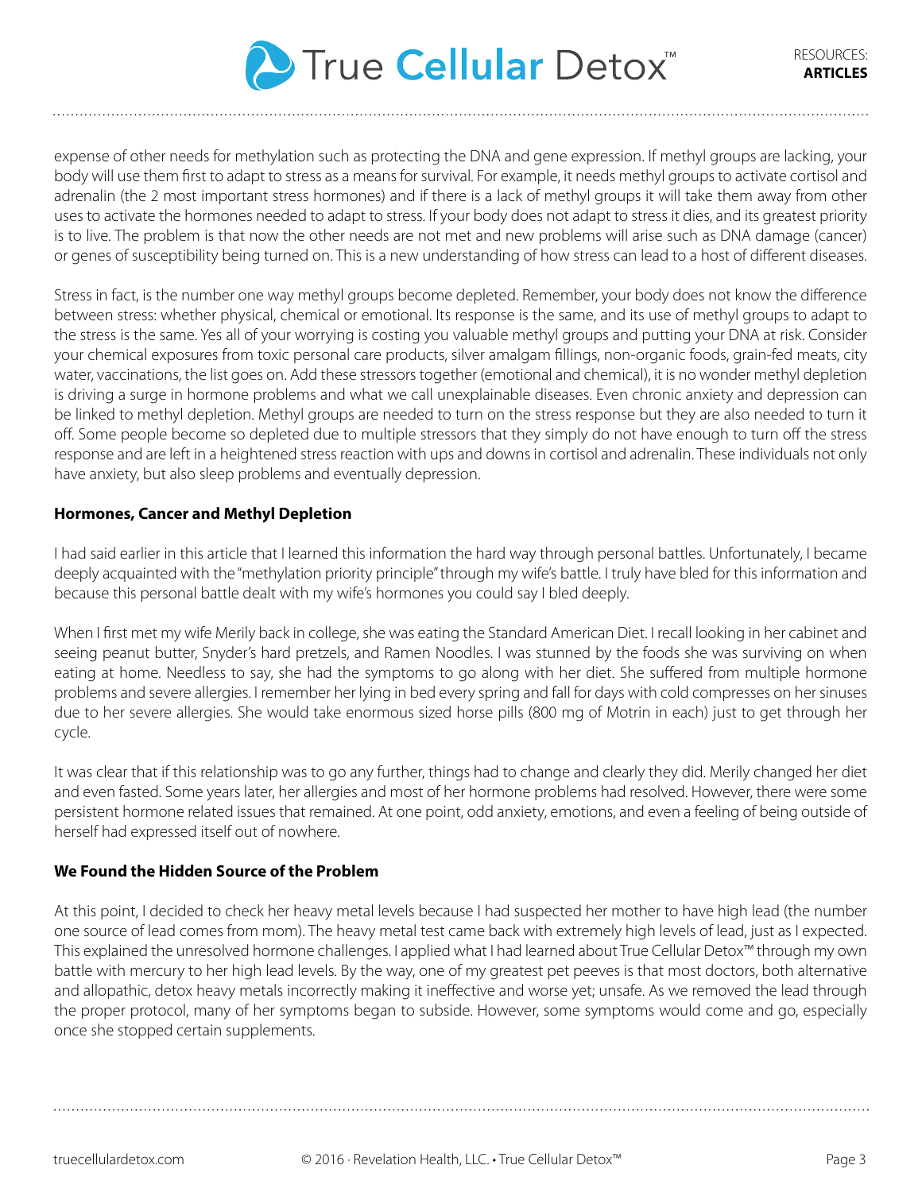expense of other needs for methylation such as protecting the DNA and gene expression. If methyl groups are lacking, your body will use them first to adapt to stress as a means for survival. For example, it needs methyl groups to activate cortisol and adrenalin (the 2 most important stress hormones) and if there is a lack of methyl groups it will take them away from other uses to activate the hormones needed to adapt to stress. If your body does not adapt to stress it dies, and its greatest priority is to live. The problem is that now the other needs are not met and new problems will arise such as DNA damage (cancer) or genes of susceptibility being turned on. This is a new understanding of how stress can lead to a host of different diseases.

Stress in fact, is the number one way methyl groups become depleted. Remember, your body does not know the difference between stress: whether physical, chemical or emotional. Its response is the same, and its use of methyl groups to adapt to the stress is the same. Yes all of your worrying is costing you valuable methyl groups and putting your DNA at risk. Consider your chemical exposures from toxic personal care products, silver amalgam fillings, non-organic foods, grain-fed meats, city water, vaccinations, the list goes on. Add these stressors together (emotional and chemical), it is no wonder methyl depletion is driving a surge in hormone problems and what we call unexplainable diseases. Even chronic anxiety and depression can be linked to methyl depletion. Methyl groups are needed to turn on the stress response but they are also needed to turn it off. Some people become so depleted due to multiple stressors that they simply do not have enough to turn off the stress response and are left in a heightened stress reaction with ups and downs in cortisol and adrenalin. These individuals not only have anxiety, but also sleep problems and eventually depression.

**Hormones, Cancer and Methyl Depletion**

I had said earlier in this article that I learned this information the hard way through personal battles. Unfortunately, I became deeply acquainted with the "methylation priority principle" through my wife's battle. I truly have bled for this information and because this personal battle dealt with my wife's hormones you could say I bled deeply.

When I first met my wife Merily back in college, she was eating the Standard American Diet. I recall looking in her cabinet and seeing peanut butter, Snyder's hard pretzels, and Ramen Noodles. I was stunned by the foods she was surviving on when eating at home. Needless to say, she had the symptoms to go along with her diet. She suffered from multiple hormone problems and severe allergies. I remember her lying in bed every spring and fall for days with cold compresses on her sinuses due to her severe allergies. She would take enormous sized horse pills (800 mg of Motrin in each) just to get through her cycle.

It was clear that if this relationship was to go any further, things had to change and clearly they did. Merily changed her diet and even fasted. Some years later, her allergies and most of her hormone problems had resolved. However, there were some persistent hormone related issues that remained. At one point, odd anxiety, emotions, and even a feeling of being outside of herself had expressed itself out of nowhere.

**We Found the Hidden Source of the Problem**

At this point, I decided to check her heavy metal levels because I had suspected her mother to have high lead (the number one source of lead comes from mom). The heavy metal test came back with extremely high levels of lead, just as I expected. This explained the unresolved hormone challenges. I applied what I had learned about True Cellular Detox™ through my own battle with mercury to her high lead levels. By the way, one of my greatest pet peeves is that most doctors, both alternative and allopathic, detox heavy metals incorrectly making it ineffective and worse yet; unsafe. As we removed the lead through the proper protocol, many of her symptoms began to subside. However, some symptoms would come and go, especially once she stopped certain supplements.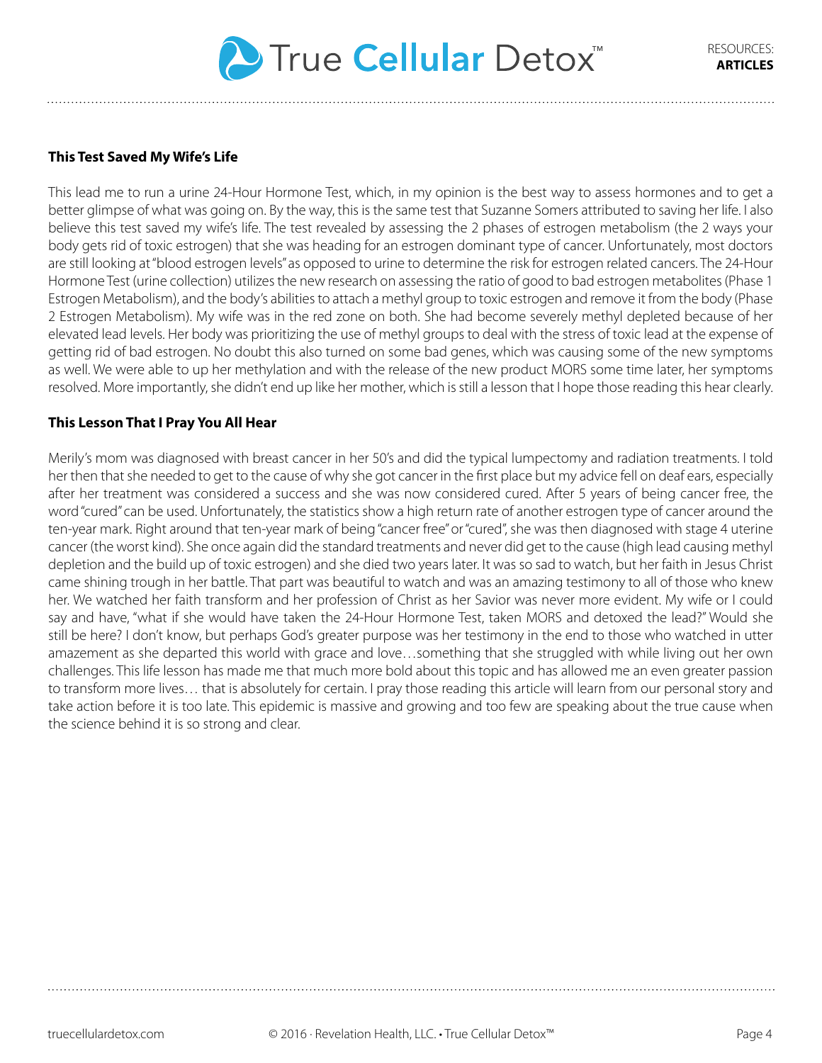**This Test Saved My Wife's Life**

This lead me to run a urine 24-Hour Hormone Test, which, in my opinion is the best way to assess hormones and to get a better glimpse of what was going on. By the way, this is the same test that Suzanne Somers attributed to saving her life. I also believe this test saved my wife's life. The test revealed by assessing the 2 phases of estrogen metabolism (the 2 ways your body gets rid of toxic estrogen) that she was heading for an estrogen dominant type of cancer. Unfortunately, most doctors are still looking at "blood estrogen levels" as opposed to urine to determine the risk for estrogen related cancers. The 24-Hour Hormone Test (urine collection) utilizes the new research on assessing the ratio of good to bad estrogen metabolites (Phase 1 Estrogen Metabolism), and the body's abilities to attach a methyl group to toxic estrogen and remove it from the body (Phase 2 Estrogen Metabolism). My wife was in the red zone on both. She had become severely methyl depleted because of her elevated lead levels. Her body was prioritizing the use of methyl groups to deal with the stress of toxic lead at the expense of getting rid of bad estrogen. No doubt this also turned on some bad genes, which was causing some of the new symptoms as well. We were able to up her methylation and with the release of the new product MORS some time later, her symptoms resolved. More importantly, she didn't end up like her mother, which is still a lesson that I hope those reading this hear clearly.

**This Lesson That I Pray You All Hear**

Merily's mom was diagnosed with breast cancer in her 50's and did the typical lumpectomy and radiation treatments. I told her then that she needed to get to the cause of why she got cancer in the first place but my advice fell on deaf ears, especially after her treatment was considered a success and she was now considered cured. After 5 years of being cancer free, the word "cured" can be used. Unfortunately, the statistics show a high return rate of another estrogen type of cancer around the ten-year mark. Right around that ten-year mark of being "cancer free" or "cured", she was then diagnosed with stage 4 uterine cancer (the worst kind). She once again did the standard treatments and never did get to the cause (high lead causing methyl depletion and the build up of toxic estrogen) and she died two years later. It was so sad to watch, but her faith in Jesus Christ came shining trough in her battle. That part was beautiful to watch and was an amazing testimony to all of those who knew her. We watched her faith transform and her profession of Christ as her Savior was never more evident. My wife or I could say and have, "what if she would have taken the 24-Hour Hormone Test, taken MORS and detoxed the lead?" Would she still be here? I don't know, but perhaps God's greater purpose was her testimony in the end to those who watched in utter amazement as she departed this world with grace and love…something that she struggled with while living out her own challenges. This life lesson has made me that much more bold about this topic and has allowed me an even greater passion to transform more lives… that is absolutely for certain. I pray those reading this article will learn from our personal story and take action before it is too late. This epidemic is massive and growing and too few are speaking about the true cause when the science behind it is so strong and clear.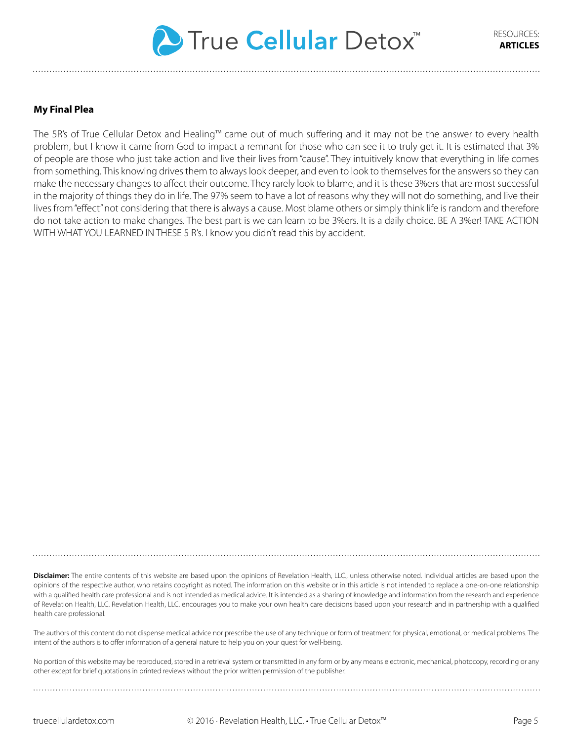**My Final Plea**

The 5R's of True Cellular Detox and Healing™ came out of much suffering and it may not be the answer to every health problem, but I know it came from God to impact a remnant for those who can see it to truly get it. It is estimated that 3% of people are those who just take action and live their lives from "cause". They intuitively know that everything in life comes from something. This knowing drives them to always look deeper, and even to look to themselves for the answers so they can make the necessary changes to affect their outcome. They rarely look to blame, and it is these 3%ers that are most successful in the majority of things they do in life. The 97% seem to have a lot of reasons why they will not do something, and live their lives from "effect" not considering that there is always a cause. Most blame others or simply think life is random and therefore do not take action to make changes. The best part is we can learn to be 3%ers. It is a daily choice. BE A 3%er! TAKE ACTION WITH WHAT YOU LEARNED IN THESE 5 R's. I know you didn't read this by accident.

**Disclaimer:** The entire contents of this website are based upon the opinions of Revelation Health, LLC., unless otherwise noted. Individual articles are based upon the opinions of the respective author, who retains copyright as noted. The information on this website or in this article is not intended to replace a one-on-one relationship with a qualified health care professional and is not intended as medical advice. It is intended as a sharing of knowledge and information from the research and experience of Revelation Health, LLC. Revelation Health, LLC. encourages you to make your own health care decisions based upon your research and in partnership with a qualified health care professional.

The authors of this content do not dispense medical advice nor prescribe the use of any technique or form of treatment for physical, emotional, or medical problems. The intent of the authors is to offer information of a general nature to help you on your quest for well-being.

No portion of this website may be reproduced, stored in a retrieval system or transmitted in any form or by any means electronic, mechanical, photocopy, recording or any other except for brief quotations in printed reviews without the prior written permission of the publisher.